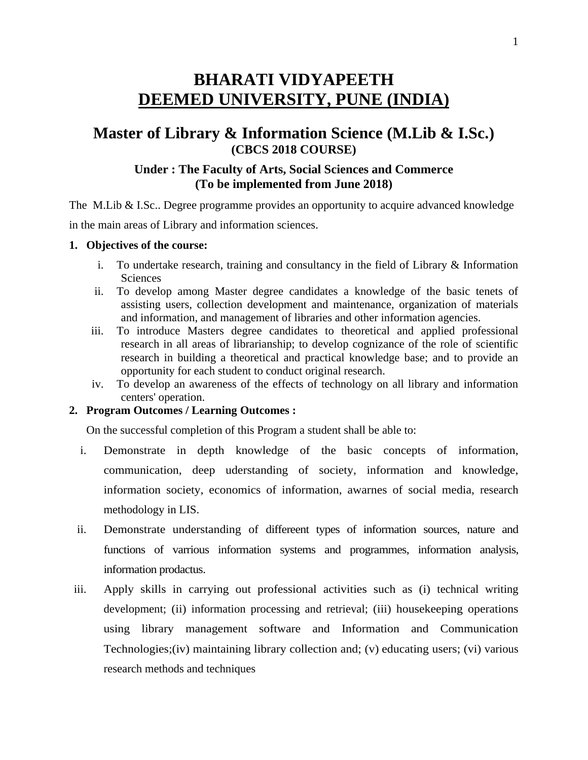# BHARATI VIDYAPEETH
# DEEMED UNIVERSITY, PUNE (INDIA)

## Master of Library & Information Science (M.Lib & I.Sc.)
**(CBCS 2018 COURSE)**

### Under : The Faculty of Arts, Social Sciences and Commerce
### (To be implemented from June 2018)

The M.Lib & I.Sc.. Degree programme provides an opportunity to acquire advanced knowledge in the main areas of Library and information sciences.

**1. Objectives of the course:**

i. To undertake research, training and consultancy in the field of Library & Information Sciences

ii. To develop among Master degree candidates a knowledge of the basic tenets of assisting users, collection development and maintenance, organization of materials and information, and management of libraries and other information agencies.

iii. To introduce Masters degree candidates to theoretical and applied professional research in all areas of librarianship; to develop cognizance of the role of scientific research in building a theoretical and practical knowledge base; and to provide an opportunity for each student to conduct original research.

iv. To develop an awareness of the effects of technology on all library and information centers' operation.

**2. Program Outcomes / Learning Outcomes :**

On the successful completion of this Program a student shall be able to:

i. Demonstrate in depth knowledge of the basic concepts of information, communication, deep uderstanding of society, information and knowledge, information society, economics of information, awarnes of social media, research methodology in LIS.

ii. Demonstrate understanding of differeent types of information sources, nature and functions of varrious information systems and programmes, information analysis, information prodactus.

iii. Apply skills in carrying out professional activities such as (i) technical writing development; (ii) information processing and retrieval; (iii) housekeeping operations using library management software and Information and Communication Technologies;(iv) maintaining library collection and; (v) educating users; (vi) various research methods and techniques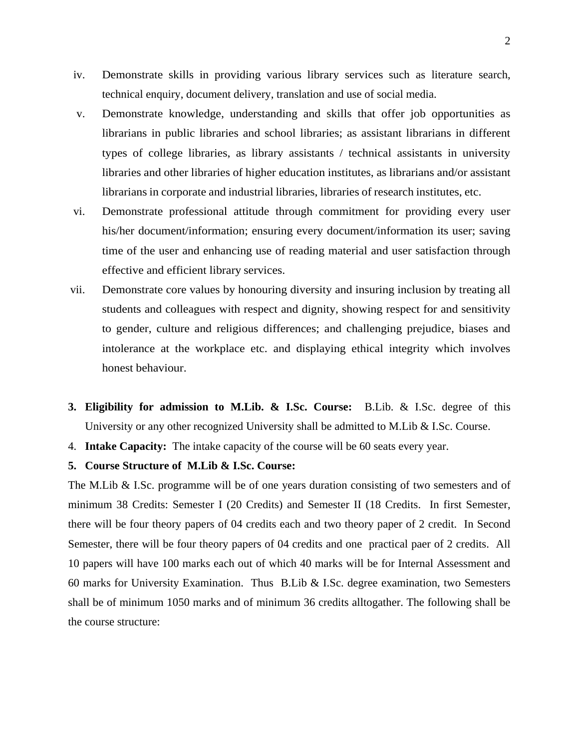iv. Demonstrate skills in providing various library services such as literature search, technical enquiry, document delivery, translation and use of social media.

v. Demonstrate knowledge, understanding and skills that offer job opportunities as librarians in public libraries and school libraries; as assistant librarians in different types of college libraries, as library assistants / technical assistants in university libraries and other libraries of higher education institutes, as librarians and/or assistant librarians in corporate and industrial libraries, libraries of research institutes, etc.

vi. Demonstrate professional attitude through commitment for providing every user his/her document/information; ensuring every document/information its user; saving time of the user and enhancing use of reading material and user satisfaction through effective and efficient library services.

vii. Demonstrate core values by honouring diversity and insuring inclusion by treating all students and colleagues with respect and dignity, showing respect for and sensitivity to gender, culture and religious differences; and challenging prejudice, biases and intolerance at the workplace etc. and displaying ethical integrity which involves honest behaviour.

3. **Eligibility for admission to M.Lib. & I.Sc. Course:** B.Lib. & I.Sc. degree of this University or any other recognized University shall be admitted to M.Lib & I.Sc. Course.

4. **Intake Capacity:** The intake capacity of the course will be 60 seats every year.

5. **Course Structure of M.Lib & I.Sc. Course:**

The M.Lib & I.Sc. programme will be of one years duration consisting of two semesters and of minimum 38 Credits: Semester I (20 Credits) and Semester II (18 Credits. In first Semester, there will be four theory papers of 04 credits each and two theory paper of 2 credit. In Second Semester, there will be four theory papers of 04 credits and one practical paer of 2 credits. All 10 papers will have 100 marks each out of which 40 marks will be for Internal Assessment and 60 marks for University Examination. Thus B.Lib & I.Sc. degree examination, two Semesters shall be of minimum 1050 marks and of minimum 36 credits alltogather. The following shall be the course structure: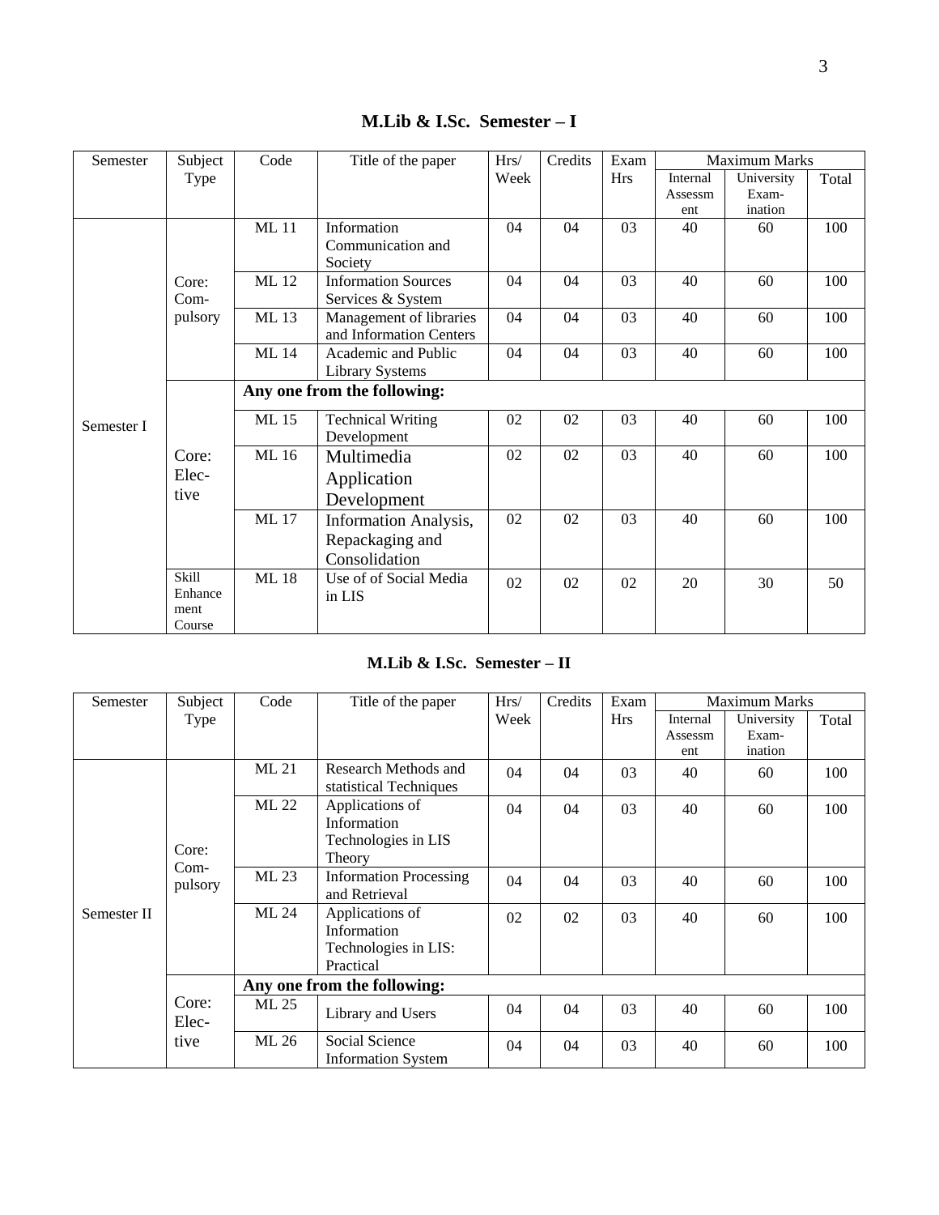## M.Lib & I.Sc. Semester – I

| Semester | Subject Type | Code | Title of the paper | Hrs/ Week | Credits | Exam Hrs | Maximum Marks | | |
|---|---|---|---|---|---|---|---|---|---|
| | | | | | | | Internal Assessment | University Examination | Total |
| Semester I | Core: Compulsory | ML 11 | Information Communication and Society | 04 | 04 | 03 | 40 | 60 | 100 |
| | | ML 12 | Information Sources Services & System | 04 | 04 | 03 | 40 | 60 | 100 |
| | | ML 13 | Management of libraries and Information Centers | 04 | 04 | 03 | 40 | 60 | 100 |
| | | ML 14 | Academic and Public Library Systems | 04 | 04 | 03 | 40 | 60 | 100 |
| | Core: Elective | **Any one from the following:** | | | | | | | |
| | | ML 15 | Technical Writing Development | 02 | 02 | 03 | 40 | 60 | 100 |
| | | ML 16 | Multimedia Application Development | 02 | 02 | 03 | 40 | 60 | 100 |
| | | ML 17 | Information Analysis, Repackaging and Consolidation | 02 | 02 | 03 | 40 | 60 | 100 |
| | Skill Enhancement Course | ML 18 | Use of of Social Media in LIS | 02 | 02 | 02 | 20 | 30 | 50 |

## M.Lib & I.Sc. Semester – II

| Semester | Subject Type | Code | Title of the paper | Hrs/ Week | Credits | Exam Hrs | Maximum Marks | | |
|---|---|---|---|---|---|---|---|---|---|
| | | | | | | | Internal Assessment | University Examination | Total |
| Semester II | Core: Compulsory | ML 21 | Research Methods and statistical Techniques | 04 | 04 | 03 | 40 | 60 | 100 |
| | | ML 22 | Applications of Information Technologies in LIS Theory | 04 | 04 | 03 | 40 | 60 | 100 |
| | | ML 23 | Information Processing and Retrieval | 04 | 04 | 03 | 40 | 60 | 100 |
| | | ML 24 | Applications of Information Technologies in LIS: Practical | 02 | 02 | 03 | 40 | 60 | 100 |
| | Core: Elective | **Any one from the following:** | | | | | | | |
| | | ML 25 | Library and Users | 04 | 04 | 03 | 40 | 60 | 100 |
| | | ML 26 | Social Science Information System | 04 | 04 | 03 | 40 | 60 | 100 |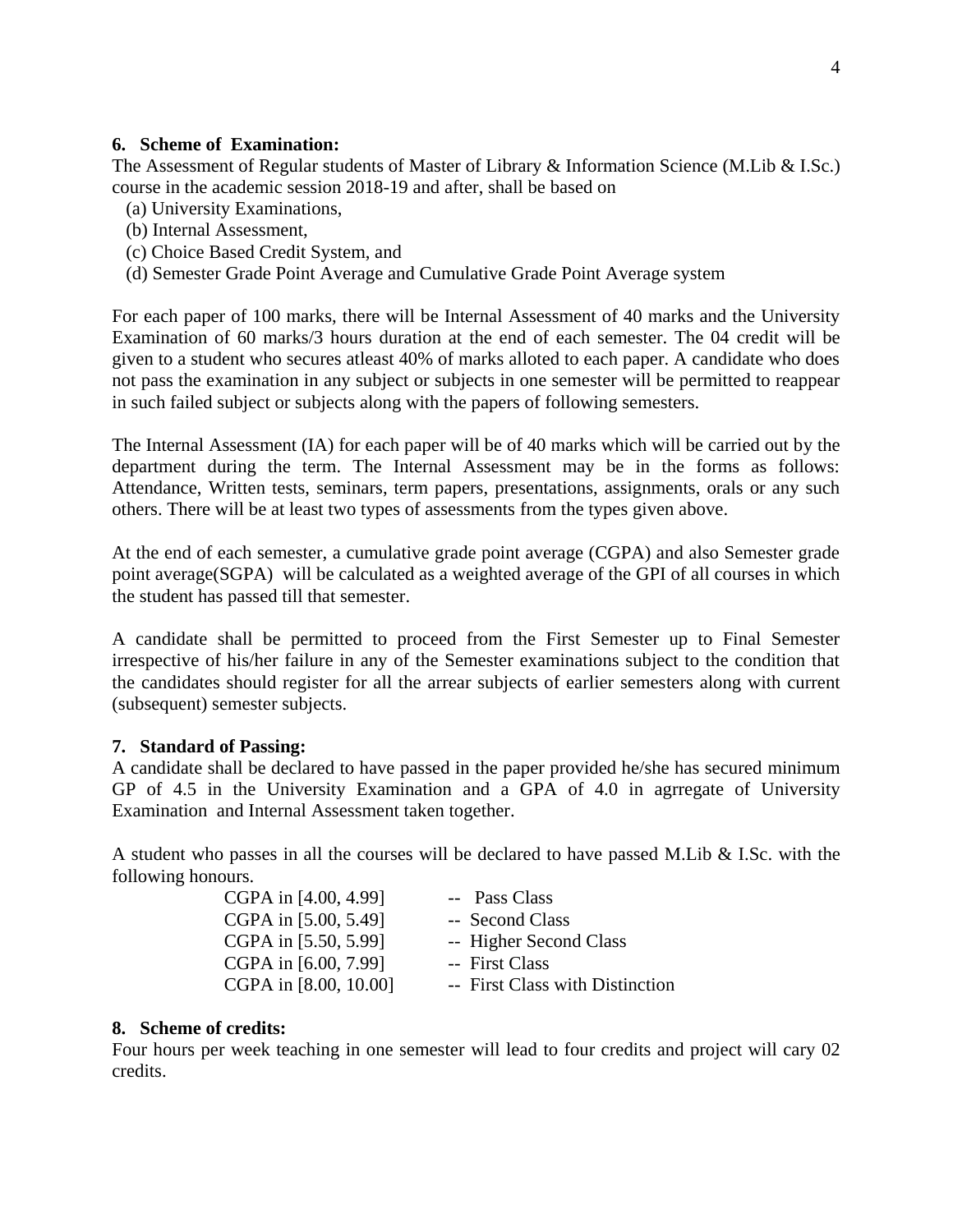### 6. Scheme of Examination:

The Assessment of Regular students of Master of Library & Information Science (M.Lib & I.Sc.) course in the academic session 2018-19 and after, shall be based on

(a) University Examinations,
(b) Internal Assessment,
(c) Choice Based Credit System, and
(d) Semester Grade Point Average and Cumulative Grade Point Average system

For each paper of 100 marks, there will be Internal Assessment of 40 marks and the University Examination of 60 marks/3 hours duration at the end of each semester. The 04 credit will be given to a student who secures atleast 40% of marks alloted to each paper. A candidate who does not pass the examination in any subject or subjects in one semester will be permitted to reappear in such failed subject or subjects along with the papers of following semesters.

The Internal Assessment (IA) for each paper will be of 40 marks which will be carried out by the department during the term. The Internal Assessment may be in the forms as follows: Attendance, Written tests, seminars, term papers, presentations, assignments, orals or any such others. There will be at least two types of assessments from the types given above.

At the end of each semester, a cumulative grade point average (CGPA) and also Semester grade point average(SGPA) will be calculated as a weighted average of the GPI of all courses in which the student has passed till that semester.

A candidate shall be permitted to proceed from the First Semester up to Final Semester irrespective of his/her failure in any of the Semester examinations subject to the condition that the candidates should register for all the arrear subjects of earlier semesters along with current (subsequent) semester subjects.

### 7. Standard of Passing:

A candidate shall be declared to have passed in the paper provided he/she has secured minimum GP of 4.5 in the University Examination and a GPA of 4.0 in agrregate of University Examination and Internal Assessment taken together.

A student who passes in all the courses will be declared to have passed M.Lib & I.Sc. with the following honours.

| | |
|---|---|
| CGPA in [4.00, 4.99] | -- Pass Class |
| CGPA in [5.00, 5.49] | -- Second Class |
| CGPA in [5.50, 5.99] | -- Higher Second Class |
| CGPA in [6.00, 7.99] | -- First Class |
| CGPA in [8.00, 10.00] | -- First Class with Distinction |

### 8. Scheme of credits:

Four hours per week teaching in one semester will lead to four credits and project will cary 02 credits.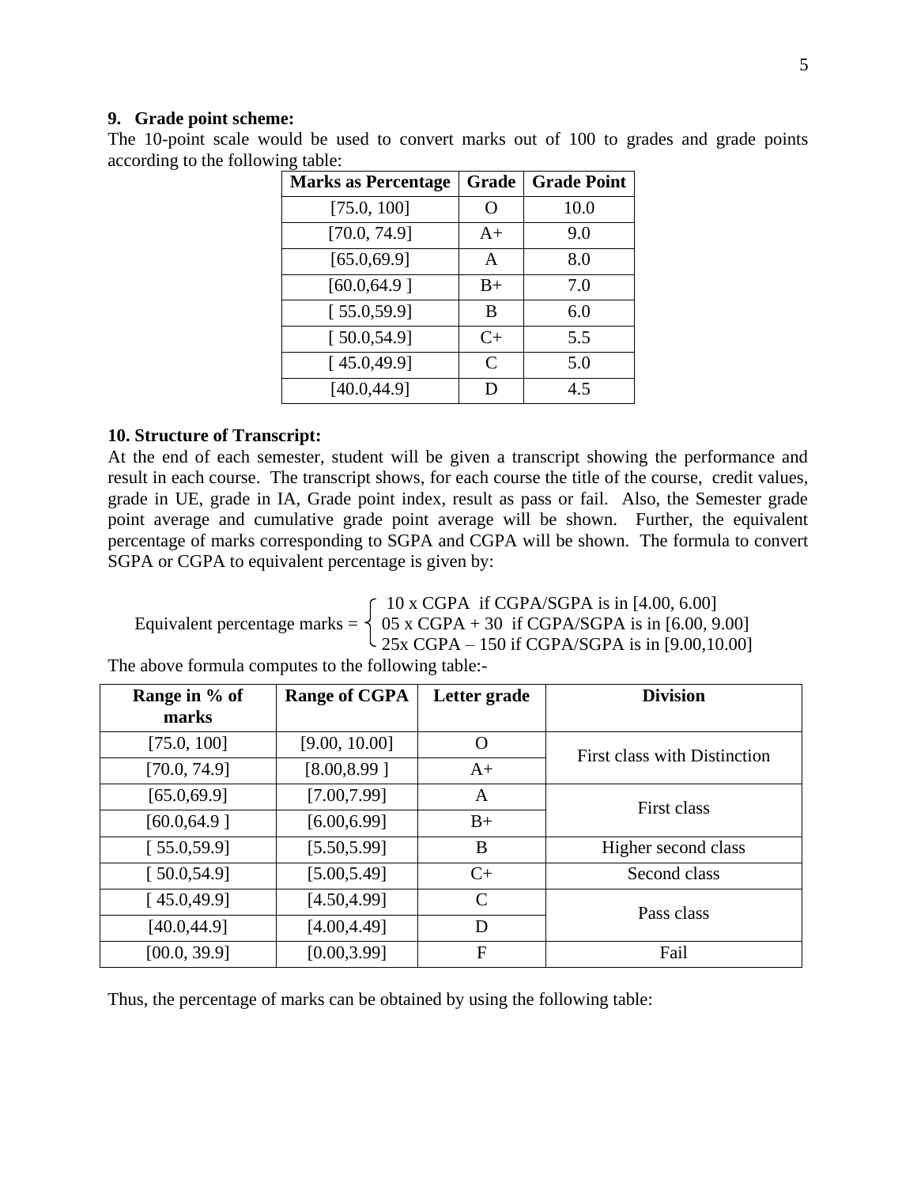**9. Grade point scheme:**

The 10-point scale would be used to convert marks out of 100 to grades and grade points according to the following table:

| Marks as Percentage | Grade | Grade Point |
|---|---|---|
| [75.0, 100] | O | 10.0 |
| [70.0, 74.9] | A+ | 9.0 |
| [65.0,69.9] | A | 8.0 |
| [60.0,64.9 ] | B+ | 7.0 |
| [ 55.0,59.9] | B | 6.0 |
| [ 50.0,54.9] | C+ | 5.5 |
| [ 45.0,49.9] | C | 5.0 |
| [40.0,44.9] | D | 4.5 |

**10. Structure of Transcript:**

At the end of each semester, student will be given a transcript showing the performance and result in each course. The transcript shows, for each course the title of the course, credit values, grade in UE, grade in IA, Grade point index, result as pass or fail. Also, the Semester grade point average and cumulative grade point average will be shown. Further, the equivalent percentage of marks corresponding to SGPA and CGPA will be shown. The formula to convert SGPA or CGPA to equivalent percentage is given by:

$$\text{Equivalent percentage marks} = \begin{cases} 10 \times \text{CGPA} & \text{if CGPA/SGPA is in } [4.00, 6.00] \\ 05 \times \text{CGPA} + 30 & \text{if CGPA/SGPA is in } [6.00, 9.00] \\ 25 \times \text{CGPA} - 150 & \text{if CGPA/SGPA is in } [9.00, 10.00] \end{cases}$$

The above formula computes to the following table:-

| Range in % of marks | Range of CGPA | Letter grade | Division |
|---|---|---|---|
| [75.0, 100] | [9.00, 10.00] | O | First class with Distinction |
| [70.0, 74.9] | [8.00,8.99 ] | A+ | |
| [65.0,69.9] | [7.00,7.99] | A | First class |
| [60.0,64.9 ] | [6.00,6.99] | B+ | |
| [ 55.0,59.9] | [5.50,5.99] | B | Higher second class |
| [ 50.0,54.9] | [5.00,5.49] | C+ | Second class |
| [ 45.0,49.9] | [4.50,4.99] | C | Pass class |
| [40.0,44.9] | [4.00,4.49] | D | |
| [00.0, 39.9] | [0.00,3.99] | F | Fail |

Thus, the percentage of marks can be obtained by using the following table: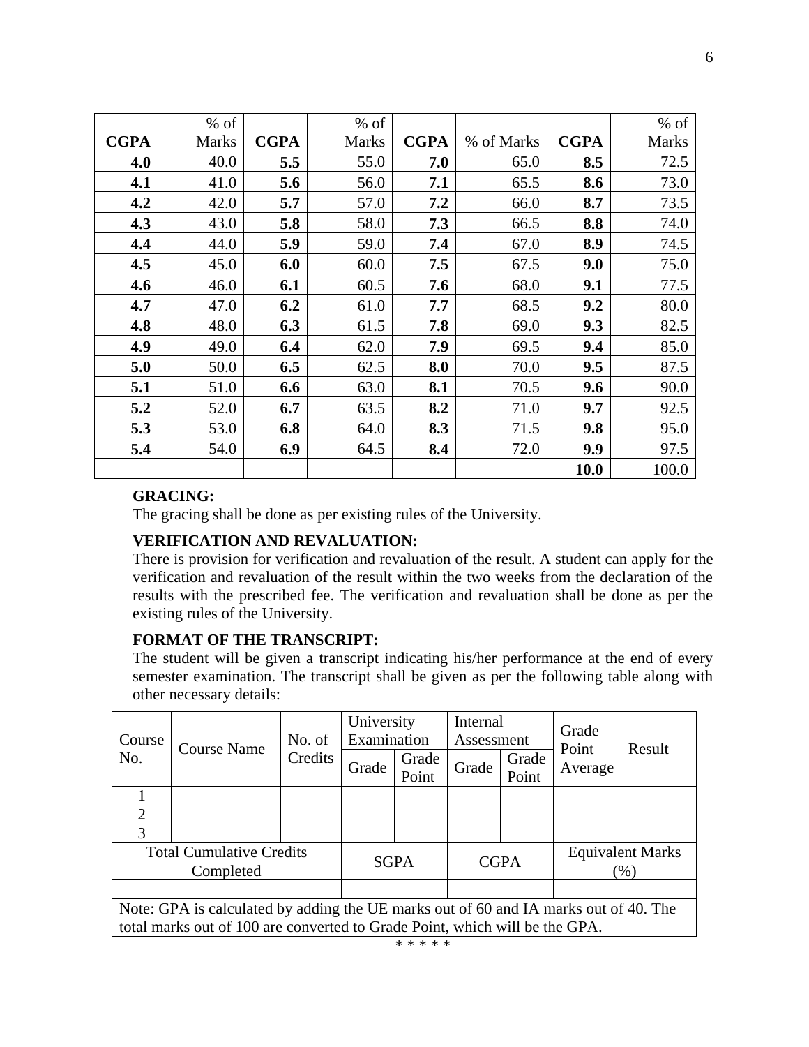| CGPA | % of Marks | CGPA | % of Marks | CGPA | % of Marks | CGPA | % of Marks |
|---|---|---|---|---|---|---|---|
| **4.0** | 40.0 | **5.5** | 55.0 | **7.0** | 65.0 | **8.5** | 72.5 |
| **4.1** | 41.0 | **5.6** | 56.0 | **7.1** | 65.5 | **8.6** | 73.0 |
| **4.2** | 42.0 | **5.7** | 57.0 | **7.2** | 66.0 | **8.7** | 73.5 |
| **4.3** | 43.0 | **5.8** | 58.0 | **7.3** | 66.5 | **8.8** | 74.0 |
| **4.4** | 44.0 | **5.9** | 59.0 | **7.4** | 67.0 | **8.9** | 74.5 |
| **4.5** | 45.0 | **6.0** | 60.0 | **7.5** | 67.5 | **9.0** | 75.0 |
| **4.6** | 46.0 | **6.1** | 60.5 | **7.6** | 68.0 | **9.1** | 77.5 |
| **4.7** | 47.0 | **6.2** | 61.0 | **7.7** | 68.5 | **9.2** | 80.0 |
| **4.8** | 48.0 | **6.3** | 61.5 | **7.8** | 69.0 | **9.3** | 82.5 |
| **4.9** | 49.0 | **6.4** | 62.0 | **7.9** | 69.5 | **9.4** | 85.0 |
| **5.0** | 50.0 | **6.5** | 62.5 | **8.0** | 70.0 | **9.5** | 87.5 |
| **5.1** | 51.0 | **6.6** | 63.0 | **8.1** | 70.5 | **9.6** | 90.0 |
| **5.2** | 52.0 | **6.7** | 63.5 | **8.2** | 71.0 | **9.7** | 92.5 |
| **5.3** | 53.0 | **6.8** | 64.0 | **8.3** | 71.5 | **9.8** | 95.0 |
| **5.4** | 54.0 | **6.9** | 64.5 | **8.4** | 72.0 | **9.9** | 97.5 |
| | | | | | | **10.0** | 100.0 |

**GRACING:**

The gracing shall be done as per existing rules of the University.

**VERIFICATION AND REVALUATION:**

There is provision for verification and revaluation of the result. A student can apply for the verification and revaluation of the result within the two weeks from the declaration of the results with the prescribed fee. The verification and revaluation shall be done as per the existing rules of the University.

**FORMAT OF THE TRANSCRIPT:**

The student will be given a transcript indicating his/her performance at the end of every semester examination. The transcript shall be given as per the following table along with other necessary details:

| Course No. | Course Name | No. of Credits | University Examination | | Internal Assessment | | Grade Point Average | Result |
|---|---|---|---|---|---|---|---|---|
| | | | Grade | Grade Point | Grade | Grade Point | | |
| 1 | | | | | | | | |
| 2 | | | | | | | | |
| 3 | | | | | | | | |
| Total Cumulative Credits Completed | | | SGPA | | CGPA | | Equivalent Marks (%) | |
| | | | | | | | | |
| Note: GPA is calculated by adding the UE marks out of 60 and IA marks out of 40. The total marks out of 100 are converted to Grade Point, which will be the GPA. | | | | | | | | |

\* \* \* \* \*